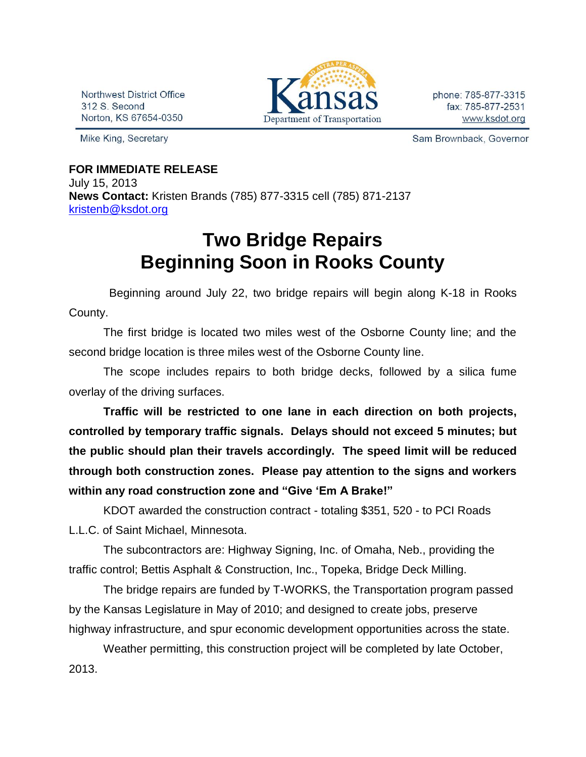Northwest District Office
312 S. Second
Norton, KS 67654-0350

Kansas Department of Transportation

phone: 785-877-3315
fax: 785-877-2531
www.ksdot.org

Mike King, Secretary

Sam Brownback, Governor

**FOR IMMEDIATE RELEASE**
July 15, 2013
**News Contact:** Kristen Brands (785) 877-3315 cell (785) 871-2137
kristenb@ksdot.org

# Two Bridge Repairs Beginning Soon in Rooks County

Beginning around July 22, two bridge repairs will begin along K-18 in Rooks County.

The first bridge is located two miles west of the Osborne County line; and the second bridge location is three miles west of the Osborne County line.

The scope includes repairs to both bridge decks, followed by a silica fume overlay of the driving surfaces.

**Traffic will be restricted to one lane in each direction on both projects, controlled by temporary traffic signals. Delays should not exceed 5 minutes; but the public should plan their travels accordingly. The speed limit will be reduced through both construction zones. Please pay attention to the signs and workers within any road construction zone and "Give 'Em A Brake!"**

KDOT awarded the construction contract - totaling $351, 520 - to PCI Roads L.L.C. of Saint Michael, Minnesota.

The subcontractors are: Highway Signing, Inc. of Omaha, Neb., providing the traffic control; Bettis Asphalt & Construction, Inc., Topeka, Bridge Deck Milling.

The bridge repairs are funded by T-WORKS, the Transportation program passed by the Kansas Legislature in May of 2010; and designed to create jobs, preserve highway infrastructure, and spur economic development opportunities across the state.

Weather permitting, this construction project will be completed by late October, 2013.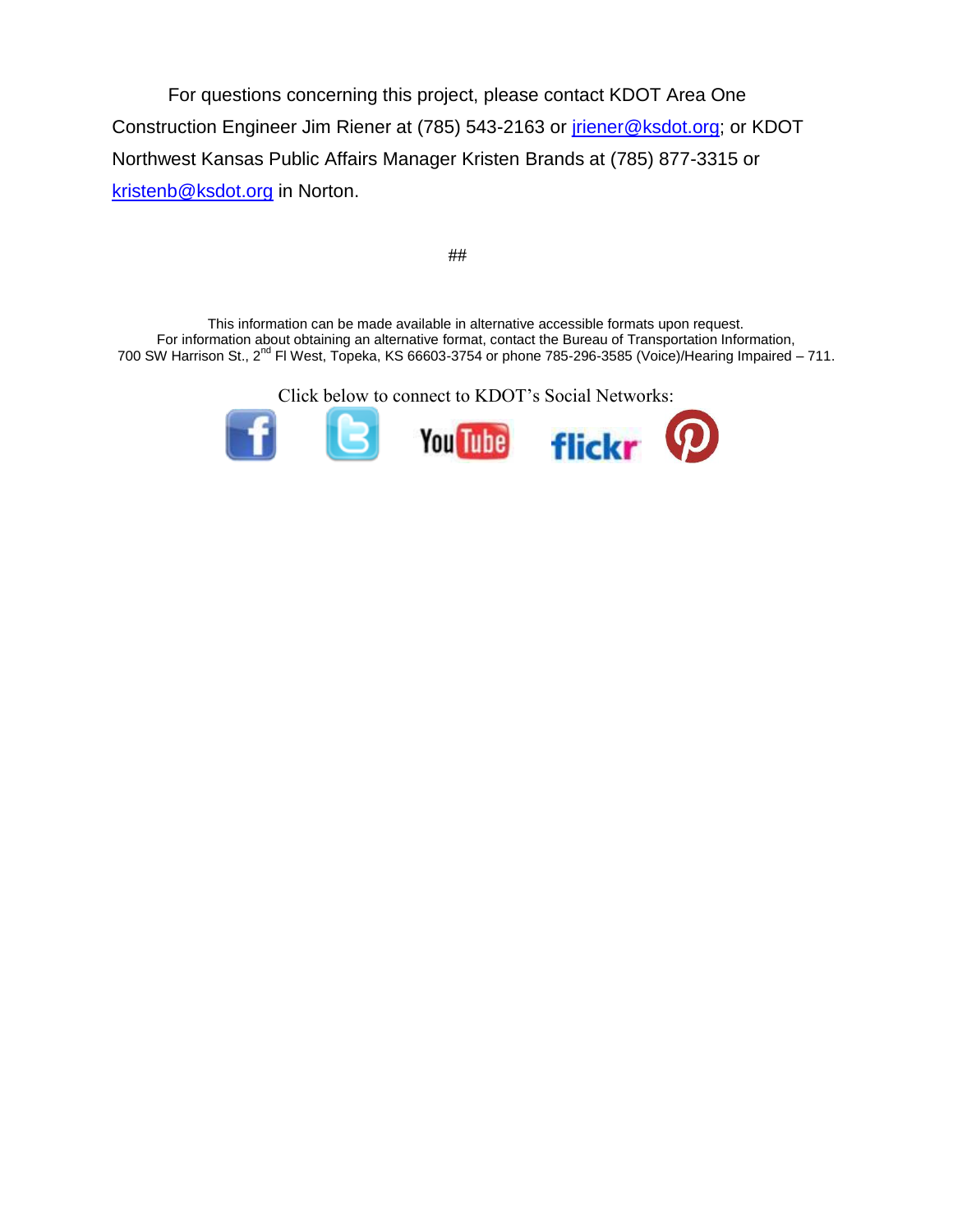For questions concerning this project, please contact KDOT Area One Construction Engineer Jim Riener at (785) 543-2163 or jriener@ksdot.org; or KDOT Northwest Kansas Public Affairs Manager Kristen Brands at (785) 877-3315 or kristenb@ksdot.org in Norton.

##

This information can be made available in alternative accessible formats upon request.
For information about obtaining an alternative format, contact the Bureau of Transportation Information,
700 SW Harrison St., 2nd Fl West, Topeka, KS 66603-3754 or phone 785-296-3585 (Voice)/Hearing Impaired – 711.

Click below to connect to KDOT's Social Networks: